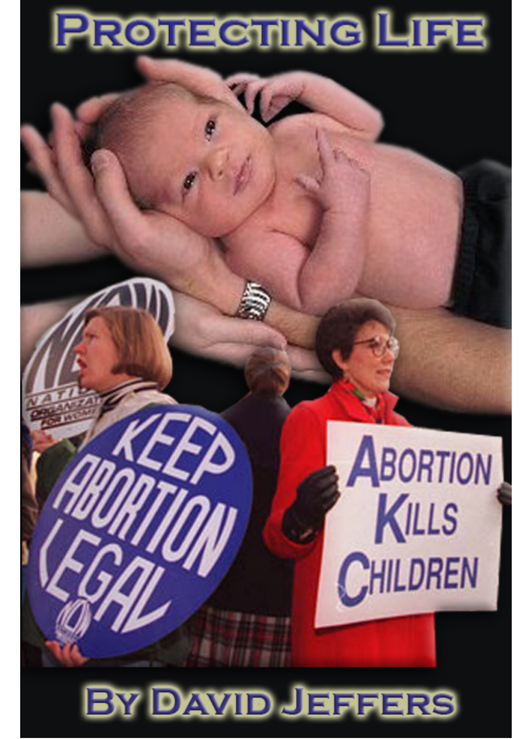# Protecting Life

By David Jeffers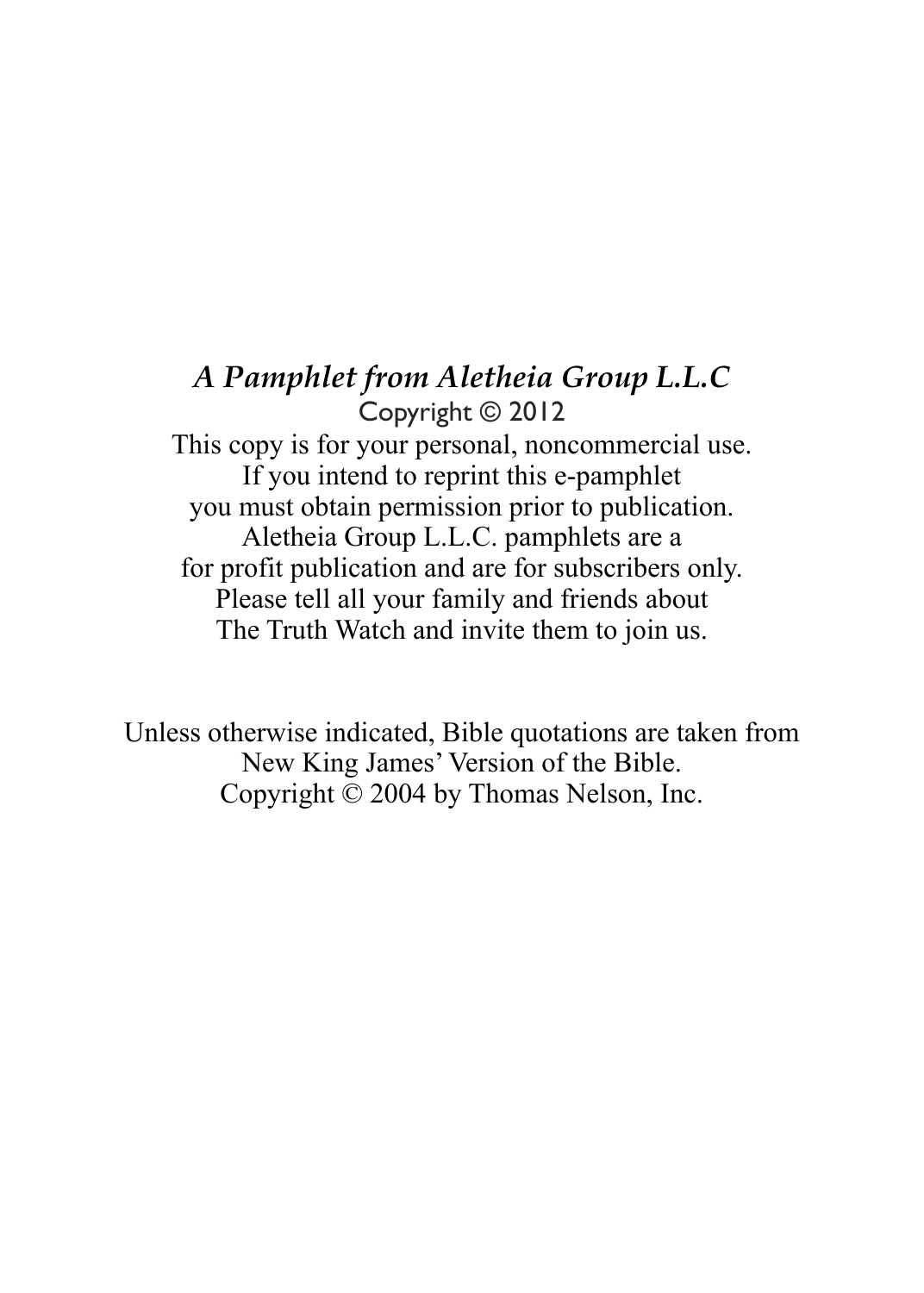*A Pamphlet from Aletheia Group L.L.C*

Copyright © 2012

This copy is for your personal, noncommercial use.
If you intend to reprint this e-pamphlet
you must obtain permission prior to publication.
Aletheia Group L.L.C. pamphlets are a
for profit publication and are for subscribers only.
Please tell all your family and friends about
The Truth Watch and invite them to join us.

Unless otherwise indicated, Bible quotations are taken from
New King James' Version of the Bible.
Copyright © 2004 by Thomas Nelson, Inc.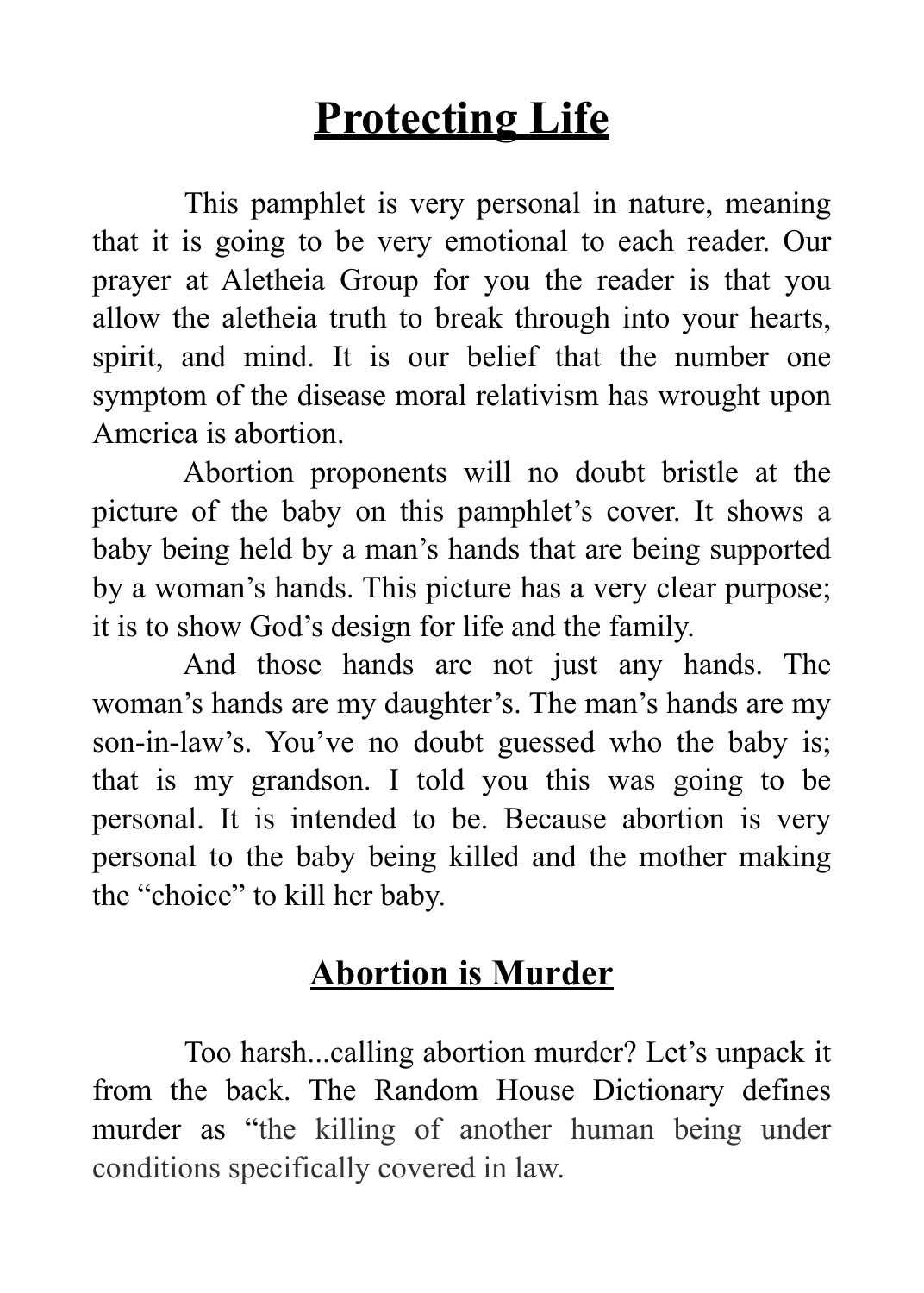# Protecting Life

This pamphlet is very personal in nature, meaning that it is going to be very emotional to each reader. Our prayer at Aletheia Group for you the reader is that you allow the aletheia truth to break through into your hearts, spirit, and mind. It is our belief that the number one symptom of the disease moral relativism has wrought upon America is abortion.

Abortion proponents will no doubt bristle at the picture of the baby on this pamphlet's cover. It shows a baby being held by a man's hands that are being supported by a woman's hands. This picture has a very clear purpose; it is to show God's design for life and the family.

And those hands are not just any hands. The woman's hands are my daughter's. The man's hands are my son-in-law's. You've no doubt guessed who the baby is; that is my grandson. I told you this was going to be personal. It is intended to be. Because abortion is very personal to the baby being killed and the mother making the "choice" to kill her baby.

## Abortion is Murder

Too harsh...calling abortion murder? Let's unpack it from the back. The Random House Dictionary defines murder as "the killing of another human being under conditions specifically covered in law.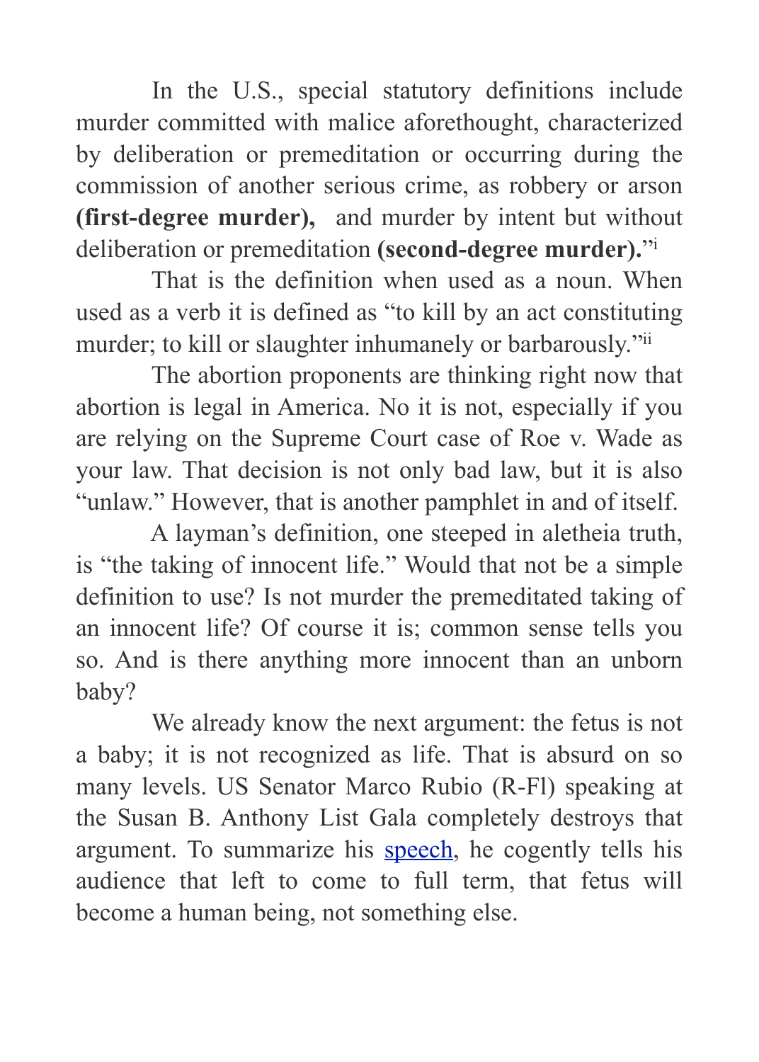In the U.S., special statutory definitions include murder committed with malice aforethought, characterized by deliberation or premeditation or occurring during the commission of another serious crime, as robbery or arson **(first-degree murder),** and murder by intent but without deliberation or premeditation **(second-degree murder).**"[i]

That is the definition when used as a noun. When used as a verb it is defined as "to kill by an act constituting murder; to kill or slaughter inhumanely or barbarously."[ii]

The abortion proponents are thinking right now that abortion is legal in America. No it is not, especially if you are relying on the Supreme Court case of Roe v. Wade as your law. That decision is not only bad law, but it is also "unlaw." However, that is another pamphlet in and of itself.

A layman's definition, one steeped in aletheia truth, is "the taking of innocent life." Would that not be a simple definition to use? Is not murder the premeditated taking of an innocent life? Of course it is; common sense tells you so. And is there anything more innocent than an unborn baby?

We already know the next argument: the fetus is not a baby; it is not recognized as life. That is absurd on so many levels. US Senator Marco Rubio (R-Fl) speaking at the Susan B. Anthony List Gala completely destroys that argument. To summarize his speech, he cogently tells his audience that left to come to full term, that fetus will become a human being, not something else.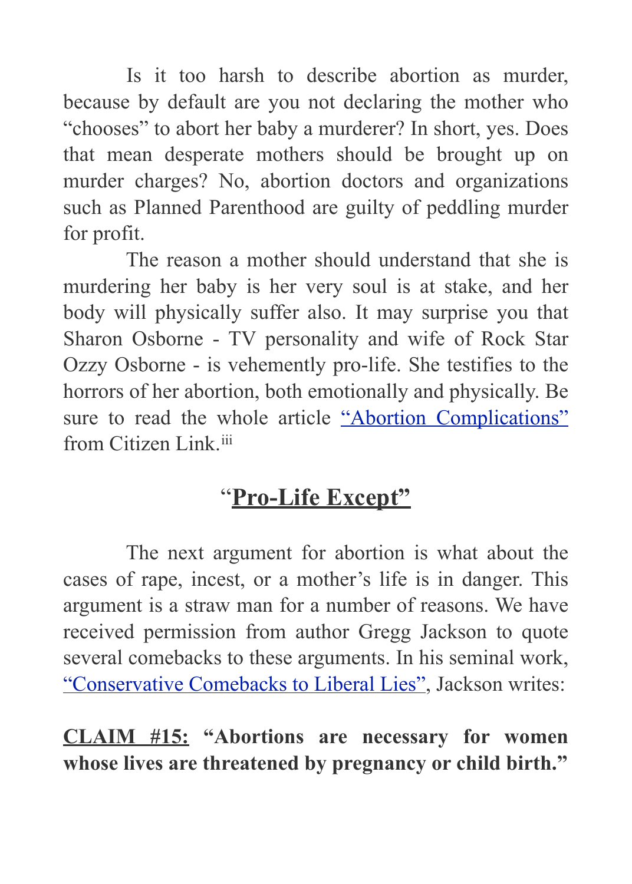Is it too harsh to describe abortion as murder, because by default are you not declaring the mother who "chooses" to abort her baby a murderer? In short, yes. Does that mean desperate mothers should be brought up on murder charges? No, abortion doctors and organizations such as Planned Parenthood are guilty of peddling murder for profit.

The reason a mother should understand that she is murdering her baby is her very soul is at stake, and her body will physically suffer also. It may surprise you that Sharon Osborne - TV personality and wife of Rock Star Ozzy Osborne - is vehemently pro-life. She testifies to the horrors of her abortion, both emotionally and physically. Be sure to read the whole article "Abortion Complications" from Citizen Link.[iii]

## "Pro-Life Except"

The next argument for abortion is what about the cases of rape, incest, or a mother's life is in danger. This argument is a straw man for a number of reasons. We have received permission from author Gregg Jackson to quote several comebacks to these arguments. In his seminal work, "Conservative Comebacks to Liberal Lies", Jackson writes:

**CLAIM #15: "Abortions are necessary for women whose lives are threatened by pregnancy or child birth."**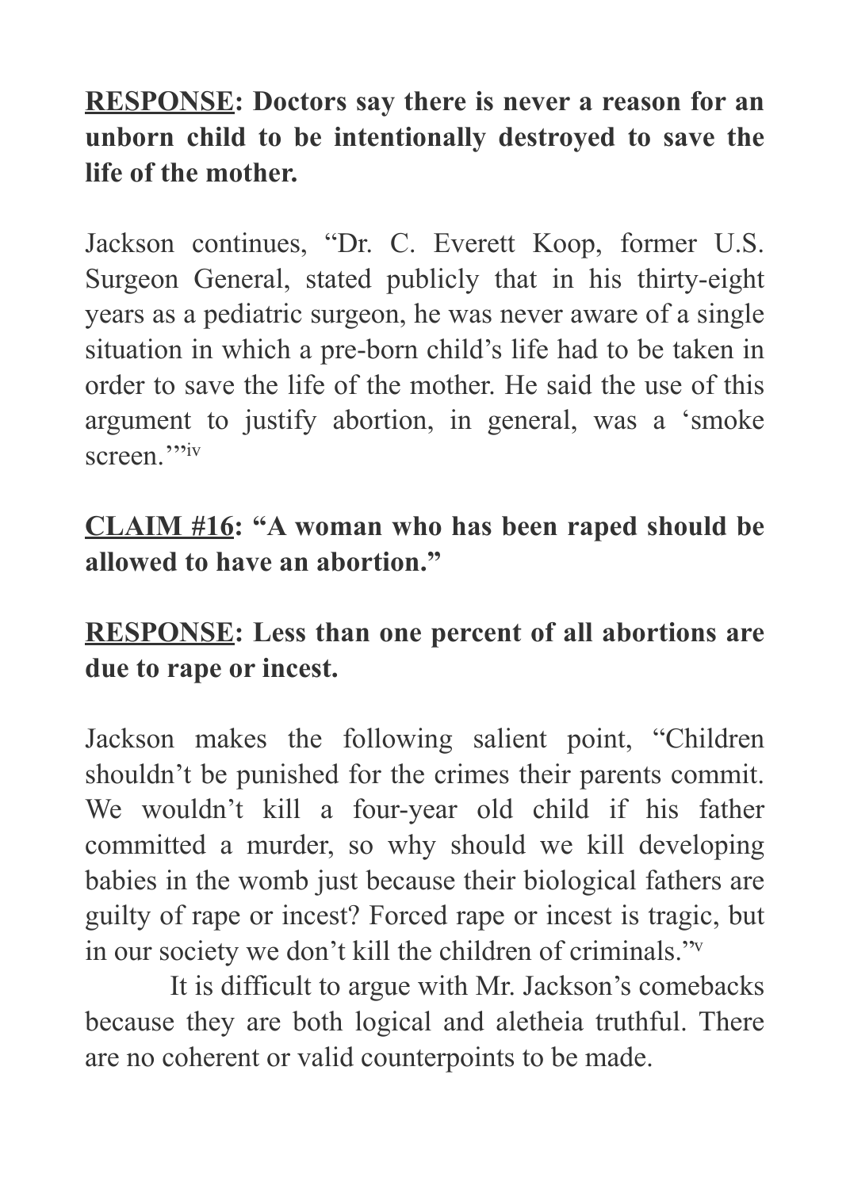**<u>RESPONSE</u>: Doctors say there is never a reason for an unborn child to be intentionally destroyed to save the life of the mother.**

Jackson continues, "Dr. C. Everett Koop, former U.S. Surgeon General, stated publicly that in his thirty-eight years as a pediatric surgeon, he was never aware of a single situation in which a pre-born child's life had to be taken in order to save the life of the mother. He said the use of this argument to justify abortion, in general, was a 'smoke screen.'"[iv]

**<u>CLAIM #16</u>: "A woman who has been raped should be allowed to have an abortion."**

**<u>RESPONSE</u>: Less than one percent of all abortions are due to rape or incest.**

Jackson makes the following salient point, "Children shouldn't be punished for the crimes their parents commit. We wouldn't kill a four-year old child if his father committed a murder, so why should we kill developing babies in the womb just because their biological fathers are guilty of rape or incest? Forced rape or incest is tragic, but in our society we don't kill the children of criminals."[v]

It is difficult to argue with Mr. Jackson's comebacks because they are both logical and aletheia truthful. There are no coherent or valid counterpoints to be made.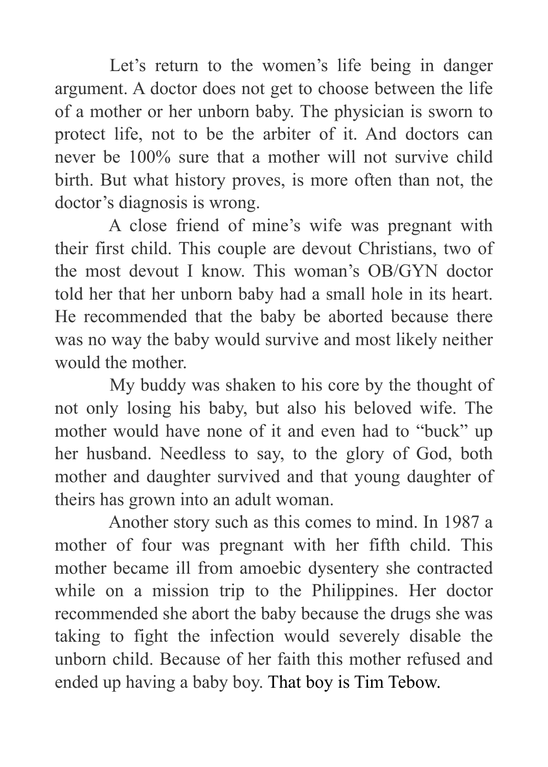Let's return to the women's life being in danger argument. A doctor does not get to choose between the life of a mother or her unborn baby. The physician is sworn to protect life, not to be the arbiter of it. And doctors can never be 100% sure that a mother will not survive child birth. But what history proves, is more often than not, the doctor's diagnosis is wrong.

A close friend of mine's wife was pregnant with their first child. This couple are devout Christians, two of the most devout I know. This woman's OB/GYN doctor told her that her unborn baby had a small hole in its heart. He recommended that the baby be aborted because there was no way the baby would survive and most likely neither would the mother.

My buddy was shaken to his core by the thought of not only losing his baby, but also his beloved wife. The mother would have none of it and even had to "buck" up her husband. Needless to say, to the glory of God, both mother and daughter survived and that young daughter of theirs has grown into an adult woman.

Another story such as this comes to mind. In 1987 a mother of four was pregnant with her fifth child. This mother became ill from amoebic dysentery she contracted while on a mission trip to the Philippines. Her doctor recommended she abort the baby because the drugs she was taking to fight the infection would severely disable the unborn child. Because of her faith this mother refused and ended up having a baby boy. That boy is Tim Tebow.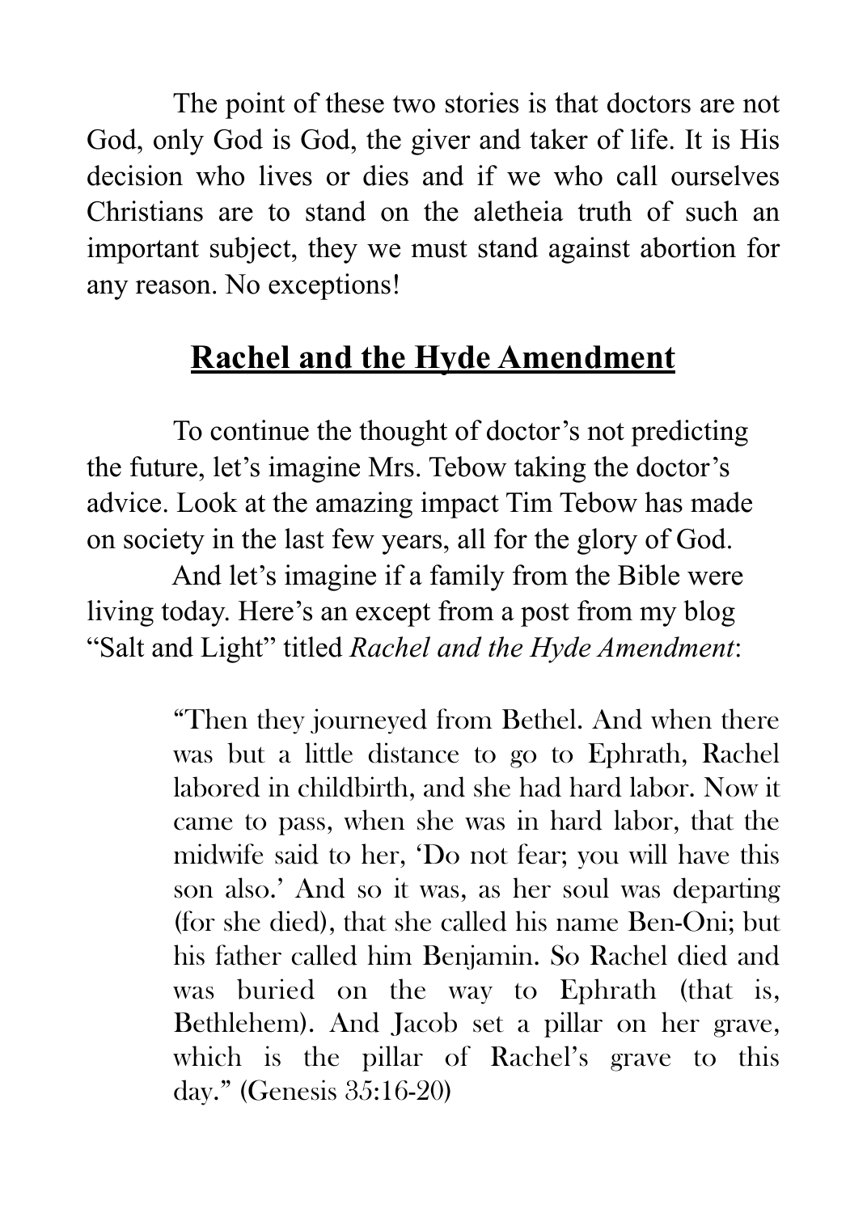The point of these two stories is that doctors are not God, only God is God, the giver and taker of life. It is His decision who lives or dies and if we who call ourselves Christians are to stand on the aletheia truth of such an important subject, they we must stand against abortion for any reason. No exceptions!

## **Rachel and the Hyde Amendment**

To continue the thought of doctor's not predicting the future, let's imagine Mrs. Tebow taking the doctor's advice. Look at the amazing impact Tim Tebow has made on society in the last few years, all for the glory of God.

And let's imagine if a family from the Bible were living today. Here's an except from a post from my blog "Salt and Light" titled *Rachel and the Hyde Amendment*:

> "Then they journeyed from Bethel. And when there was but a little distance to go to Ephrath, Rachel labored in childbirth, and she had hard labor. Now it came to pass, when she was in hard labor, that the midwife said to her, 'Do not fear; you will have this son also.' And so it was, as her soul was departing (for she died), that she called his name Ben-Oni; but his father called him Benjamin. So Rachel died and was buried on the way to Ephrath (that is, Bethlehem). And Jacob set a pillar on her grave, which is the pillar of Rachel's grave to this day." (Genesis 35:16-20)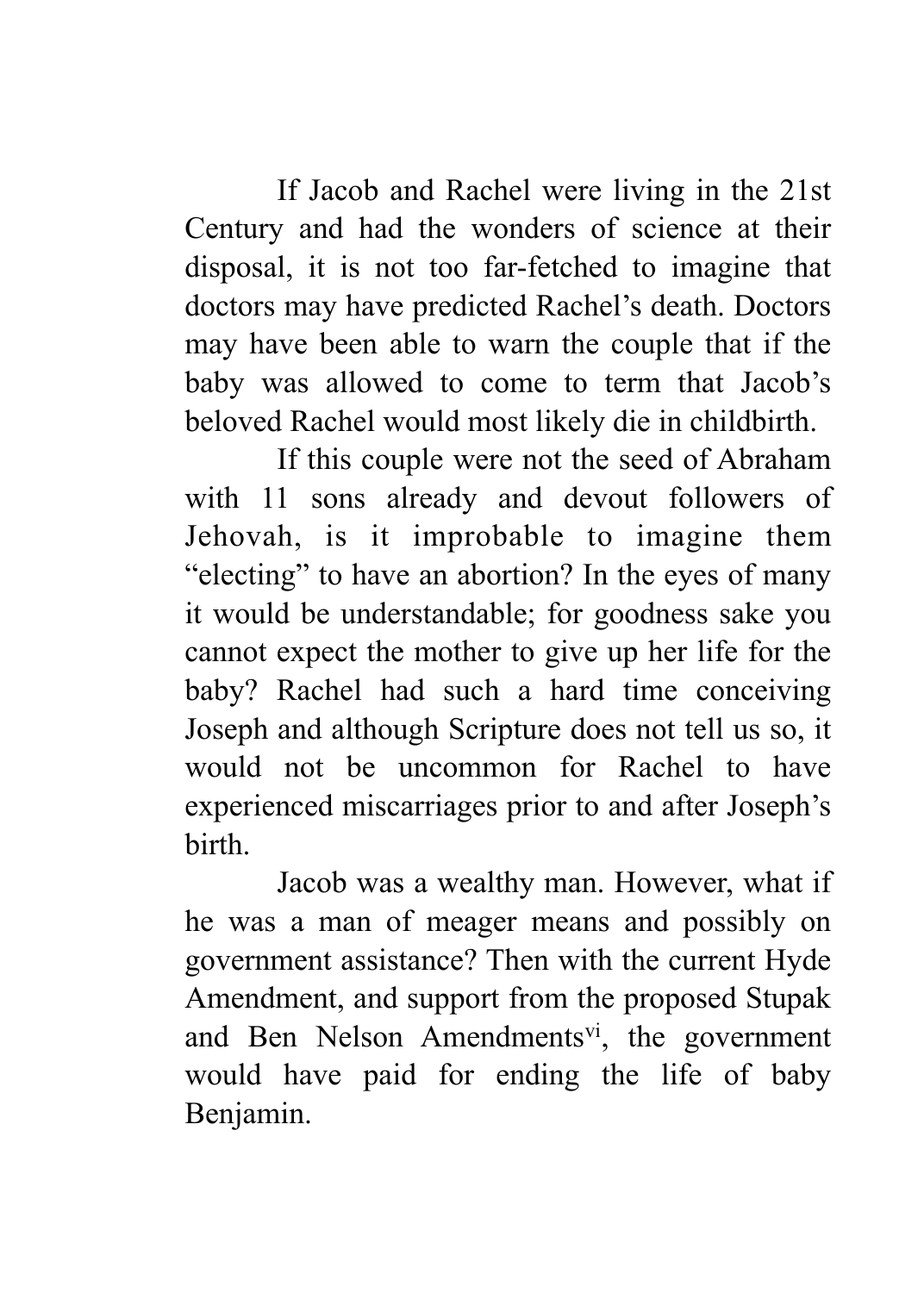If Jacob and Rachel were living in the 21st Century and had the wonders of science at their disposal, it is not too far-fetched to imagine that doctors may have predicted Rachel's death. Doctors may have been able to warn the couple that if the baby was allowed to come to term that Jacob's beloved Rachel would most likely die in childbirth.

If this couple were not the seed of Abraham with 11 sons already and devout followers of Jehovah, is it improbable to imagine them "electing" to have an abortion? In the eyes of many it would be understandable; for goodness sake you cannot expect the mother to give up her life for the baby? Rachel had such a hard time conceiving Joseph and although Scripture does not tell us so, it would not be uncommon for Rachel to have experienced miscarriages prior to and after Joseph's birth.

Jacob was a wealthy man. However, what if he was a man of meager means and possibly on government assistance? Then with the current Hyde Amendment, and support from the proposed Stupak and Ben Nelson Amendments[vi], the government would have paid for ending the life of baby Benjamin.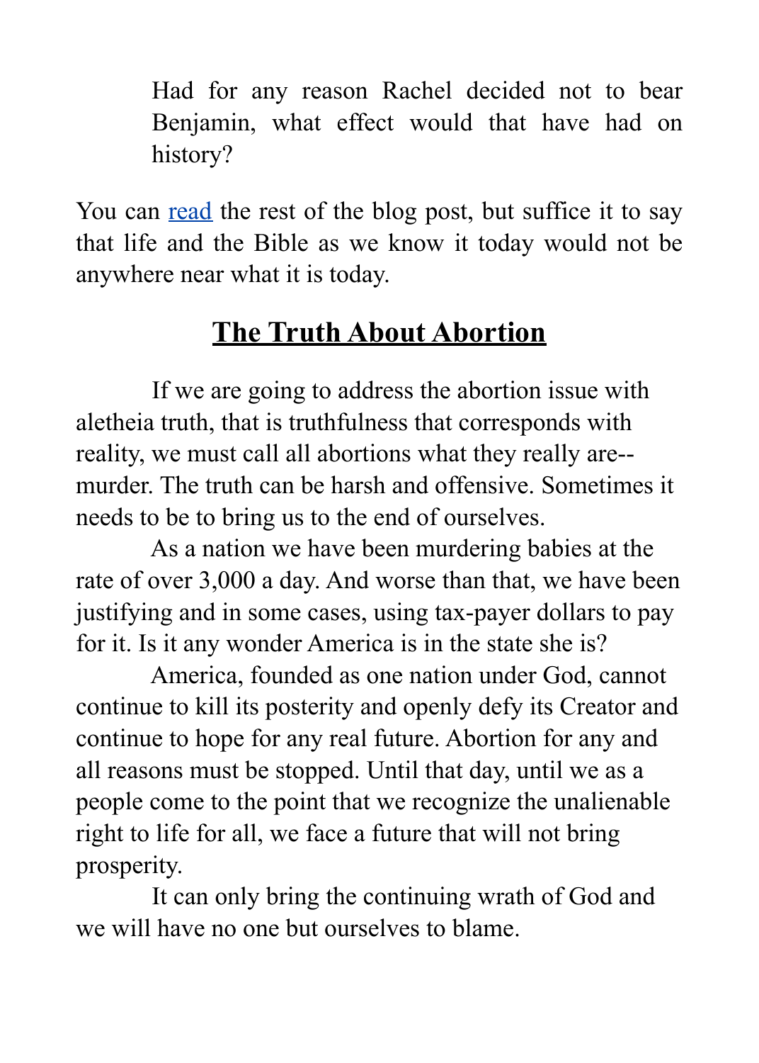> Had for any reason Rachel decided not to bear Benjamin, what effect would that have had on history?

You can read the rest of the blog post, but suffice it to say that life and the Bible as we know it today would not be anywhere near what it is today.

## The Truth About Abortion

If we are going to address the abortion issue with aletheia truth, that is truthfulness that corresponds with reality, we must call all abortions what they really are--murder. The truth can be harsh and offensive. Sometimes it needs to be to bring us to the end of ourselves.

As a nation we have been murdering babies at the rate of over 3,000 a day. And worse than that, we have been justifying and in some cases, using tax-payer dollars to pay for it. Is it any wonder America is in the state she is?

America, founded as one nation under God, cannot continue to kill its posterity and openly defy its Creator and continue to hope for any real future. Abortion for any and all reasons must be stopped. Until that day, until we as a people come to the point that we recognize the unalienable right to life for all, we face a future that will not bring prosperity.

It can only bring the continuing wrath of God and we will have no one but ourselves to blame.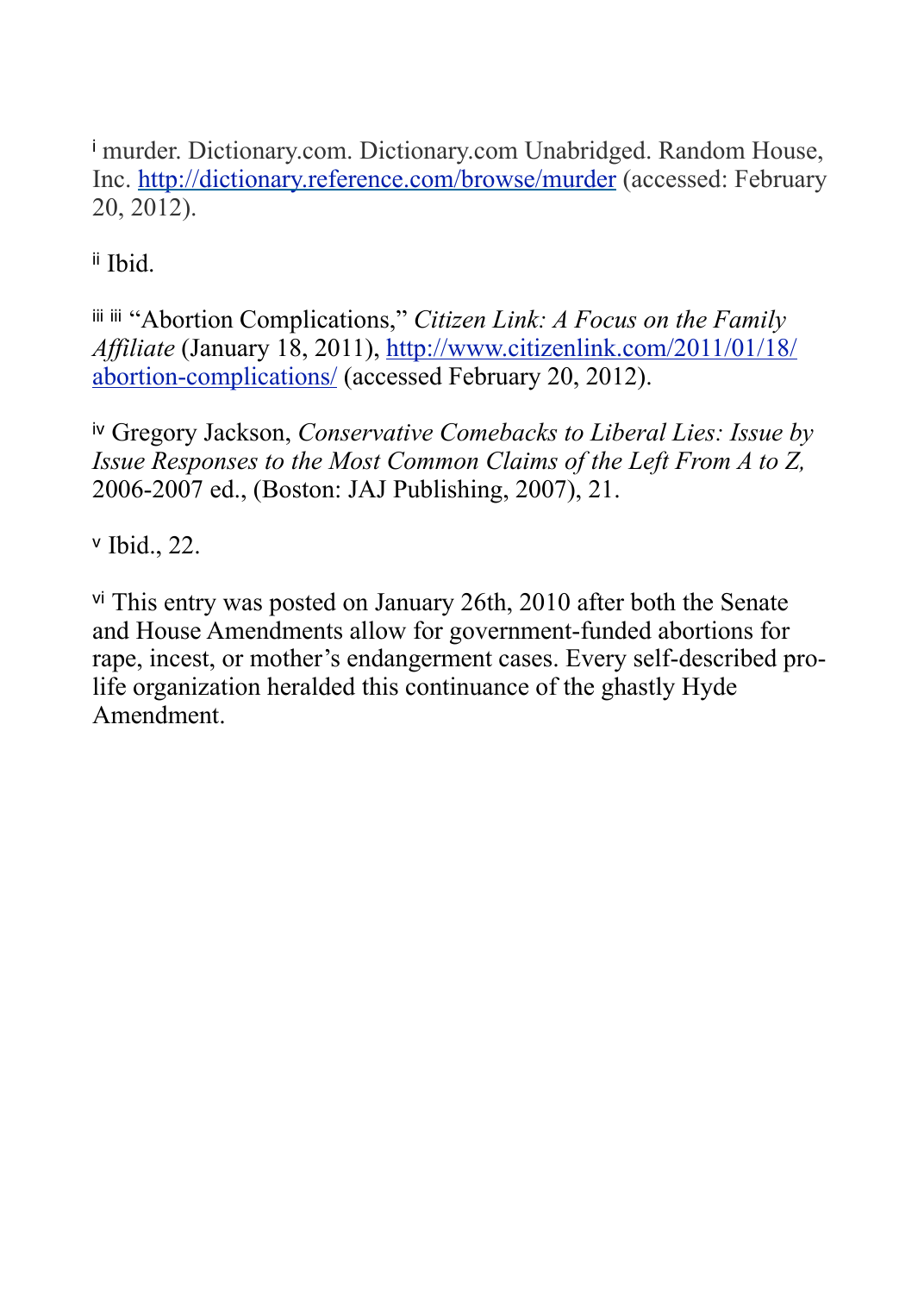[i] murder. Dictionary.com. Dictionary.com Unabridged. Random House, Inc. http://dictionary.reference.com/browse/murder (accessed: February 20, 2012).

[ii] Ibid.

[iii] [iii] "Abortion Complications," *Citizen Link: A Focus on the Family Affiliate* (January 18, 2011), http://www.citizenlink.com/2011/01/18/abortion-complications/ (accessed February 20, 2012).

[iv] Gregory Jackson, *Conservative Comebacks to Liberal Lies: Issue by Issue Responses to the Most Common Claims of the Left From A to Z,* 2006-2007 ed., (Boston: JAJ Publishing, 2007), 21.

[v] Ibid., 22.

[vi] This entry was posted on January 26th, 2010 after both the Senate and House Amendments allow for government-funded abortions for rape, incest, or mother's endangerment cases. Every self-described pro-life organization heralded this continuance of the ghastly Hyde Amendment.